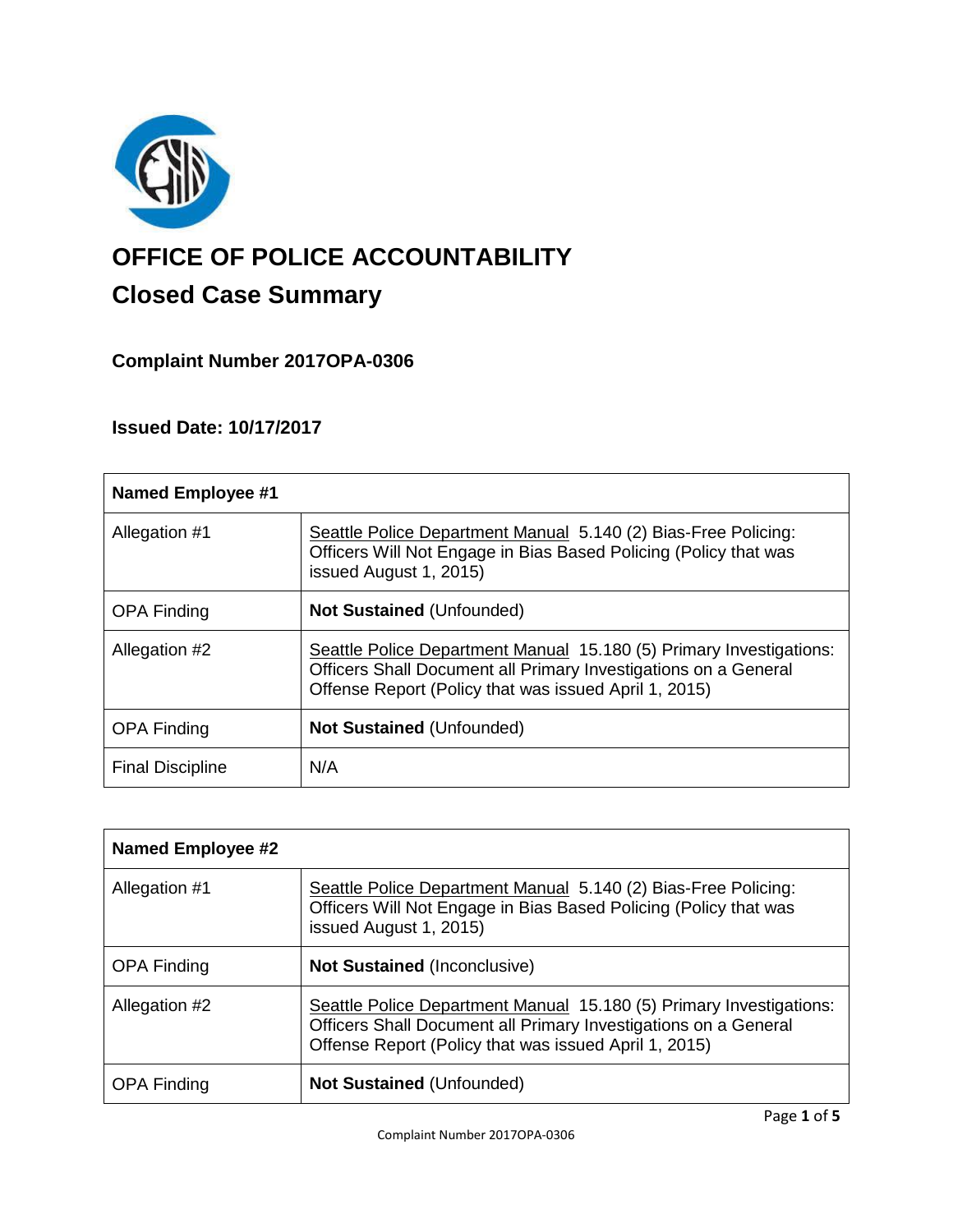# OFFICE OF POLICE ACCOUNTABILITY

## Closed Case Summary

### Complaint Number 2017OPA-0306

### Issued Date: 10/17/2017

| **Named Employee #1** | |
|---|---|
| Allegation #1 | Seattle Police Department Manual 5.140 (2) Bias-Free Policing: Officers Will Not Engage in Bias Based Policing (Policy that was issued August 1, 2015) |
| OPA Finding | **Not Sustained** (Unfounded) |
| Allegation #2 | Seattle Police Department Manual 15.180 (5) Primary Investigations: Officers Shall Document all Primary Investigations on a General Offense Report (Policy that was issued April 1, 2015) |
| OPA Finding | **Not Sustained** (Unfounded) |
| Final Discipline | N/A |

| **Named Employee #2** | |
|---|---|
| Allegation #1 | Seattle Police Department Manual 5.140 (2) Bias-Free Policing: Officers Will Not Engage in Bias Based Policing (Policy that was issued August 1, 2015) |
| OPA Finding | **Not Sustained** (Inconclusive) |
| Allegation #2 | Seattle Police Department Manual 15.180 (5) Primary Investigations: Officers Shall Document all Primary Investigations on a General Offense Report (Policy that was issued April 1, 2015) |
| OPA Finding | **Not Sustained** (Unfounded) |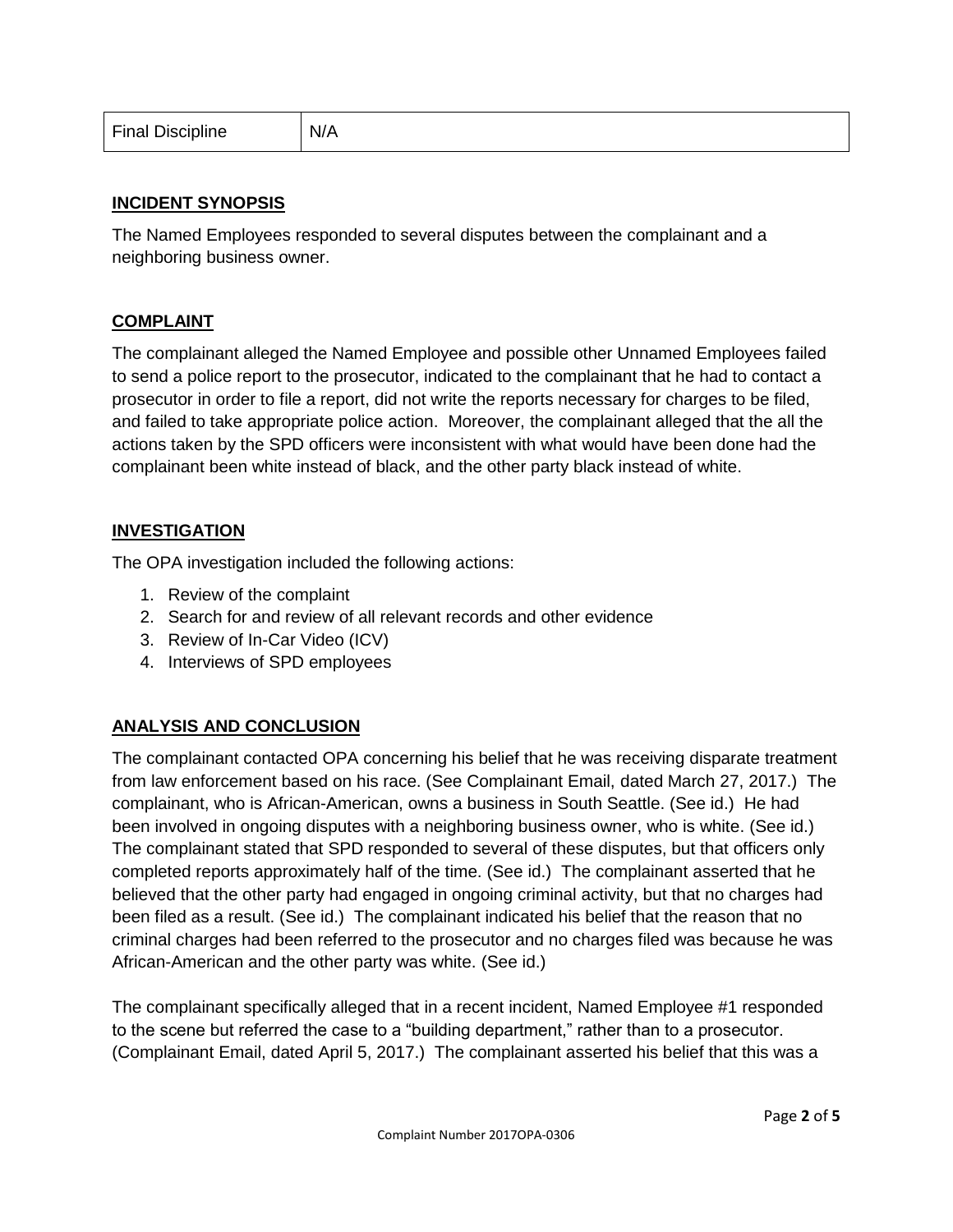| Final Discipline | N/A |
| --- | --- |

## INCIDENT SYNOPSIS

The Named Employees responded to several disputes between the complainant and a neighboring business owner.

## COMPLAINT

The complainant alleged the Named Employee and possible other Unnamed Employees failed to send a police report to the prosecutor, indicated to the complainant that he had to contact a prosecutor in order to file a report, did not write the reports necessary for charges to be filed, and failed to take appropriate police action. Moreover, the complainant alleged that the all the actions taken by the SPD officers were inconsistent with what would have been done had the complainant been white instead of black, and the other party black instead of white.

## INVESTIGATION

The OPA investigation included the following actions:

1. Review of the complaint
2. Search for and review of all relevant records and other evidence
3. Review of In-Car Video (ICV)
4. Interviews of SPD employees

## ANALYSIS AND CONCLUSION

The complainant contacted OPA concerning his belief that he was receiving disparate treatment from law enforcement based on his race. (See Complainant Email, dated March 27, 2017.) The complainant, who is African-American, owns a business in South Seattle. (See id.) He had been involved in ongoing disputes with a neighboring business owner, who is white. (See id.) The complainant stated that SPD responded to several of these disputes, but that officers only completed reports approximately half of the time. (See id.) The complainant asserted that he believed that the other party had engaged in ongoing criminal activity, but that no charges had been filed as a result. (See id.) The complainant indicated his belief that the reason that no criminal charges had been referred to the prosecutor and no charges filed was because he was African-American and the other party was white. (See id.)

The complainant specifically alleged that in a recent incident, Named Employee #1 responded to the scene but referred the case to a "building department," rather than to a prosecutor. (Complainant Email, dated April 5, 2017.) The complainant asserted his belief that this was a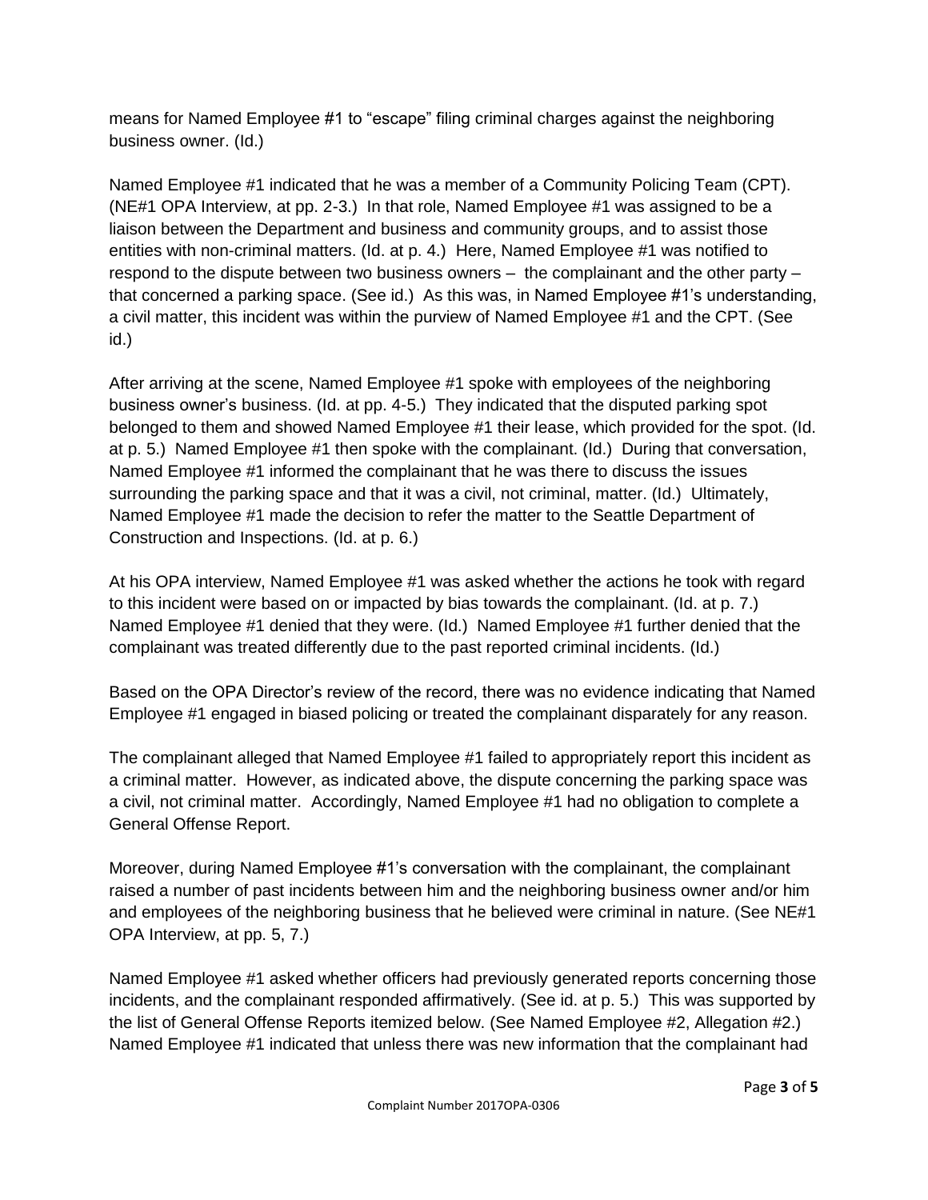means for Named Employee #1 to "escape" filing criminal charges against the neighboring business owner. (Id.)

Named Employee #1 indicated that he was a member of a Community Policing Team (CPT). (NE#1 OPA Interview, at pp. 2-3.) In that role, Named Employee #1 was assigned to be a liaison between the Department and business and community groups, and to assist those entities with non-criminal matters. (Id. at p. 4.) Here, Named Employee #1 was notified to respond to the dispute between two business owners – the complainant and the other party – that concerned a parking space. (See id.) As this was, in Named Employee #1's understanding, a civil matter, this incident was within the purview of Named Employee #1 and the CPT. (See id.)

After arriving at the scene, Named Employee #1 spoke with employees of the neighboring business owner's business. (Id. at pp. 4-5.) They indicated that the disputed parking spot belonged to them and showed Named Employee #1 their lease, which provided for the spot. (Id. at p. 5.) Named Employee #1 then spoke with the complainant. (Id.) During that conversation, Named Employee #1 informed the complainant that he was there to discuss the issues surrounding the parking space and that it was a civil, not criminal, matter. (Id.) Ultimately, Named Employee #1 made the decision to refer the matter to the Seattle Department of Construction and Inspections. (Id. at p. 6.)

At his OPA interview, Named Employee #1 was asked whether the actions he took with regard to this incident were based on or impacted by bias towards the complainant. (Id. at p. 7.) Named Employee #1 denied that they were. (Id.) Named Employee #1 further denied that the complainant was treated differently due to the past reported criminal incidents. (Id.)

Based on the OPA Director's review of the record, there was no evidence indicating that Named Employee #1 engaged in biased policing or treated the complainant disparately for any reason.

The complainant alleged that Named Employee #1 failed to appropriately report this incident as a criminal matter. However, as indicated above, the dispute concerning the parking space was a civil, not criminal matter. Accordingly, Named Employee #1 had no obligation to complete a General Offense Report.

Moreover, during Named Employee #1's conversation with the complainant, the complainant raised a number of past incidents between him and the neighboring business owner and/or him and employees of the neighboring business that he believed were criminal in nature. (See NE#1 OPA Interview, at pp. 5, 7.)

Named Employee #1 asked whether officers had previously generated reports concerning those incidents, and the complainant responded affirmatively. (See id. at p. 5.) This was supported by the list of General Offense Reports itemized below. (See Named Employee #2, Allegation #2.) Named Employee #1 indicated that unless there was new information that the complainant had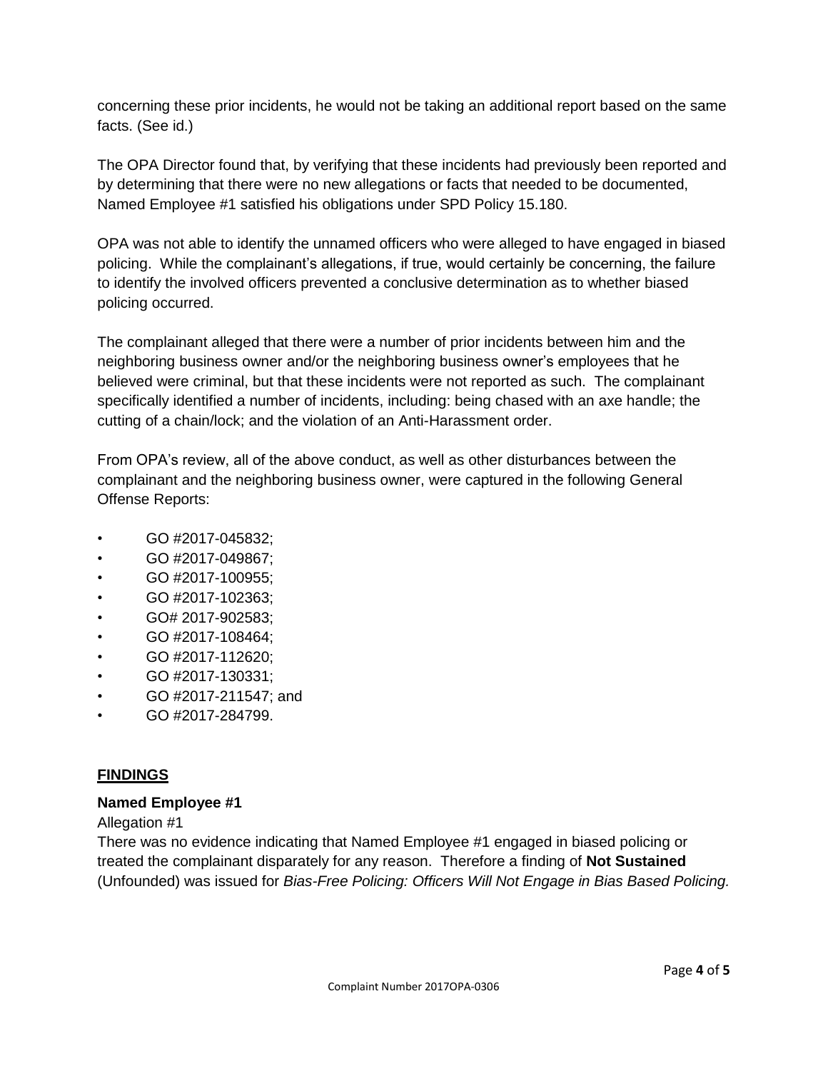concerning these prior incidents, he would not be taking an additional report based on the same facts. (See id.)

The OPA Director found that, by verifying that these incidents had previously been reported and by determining that there were no new allegations or facts that needed to be documented, Named Employee #1 satisfied his obligations under SPD Policy 15.180.

OPA was not able to identify the unnamed officers who were alleged to have engaged in biased policing. While the complainant's allegations, if true, would certainly be concerning, the failure to identify the involved officers prevented a conclusive determination as to whether biased policing occurred.

The complainant alleged that there were a number of prior incidents between him and the neighboring business owner and/or the neighboring business owner's employees that he believed were criminal, but that these incidents were not reported as such. The complainant specifically identified a number of incidents, including: being chased with an axe handle; the cutting of a chain/lock; and the violation of an Anti-Harassment order.

From OPA's review, all of the above conduct, as well as other disturbances between the complainant and the neighboring business owner, were captured in the following General Offense Reports:

- GO #2017-045832;
- GO #2017-049867;
- GO #2017-100955;
- GO #2017-102363;
- GO# 2017-902583;
- GO #2017-108464;
- GO #2017-112620;
- GO #2017-130331;
- GO #2017-211547; and
- GO #2017-284799.

## FINDINGS

**Named Employee #1**

Allegation #1

There was no evidence indicating that Named Employee #1 engaged in biased policing or treated the complainant disparately for any reason. Therefore a finding of **Not Sustained** (Unfounded) was issued for *Bias-Free Policing: Officers Will Not Engage in Bias Based Policing.*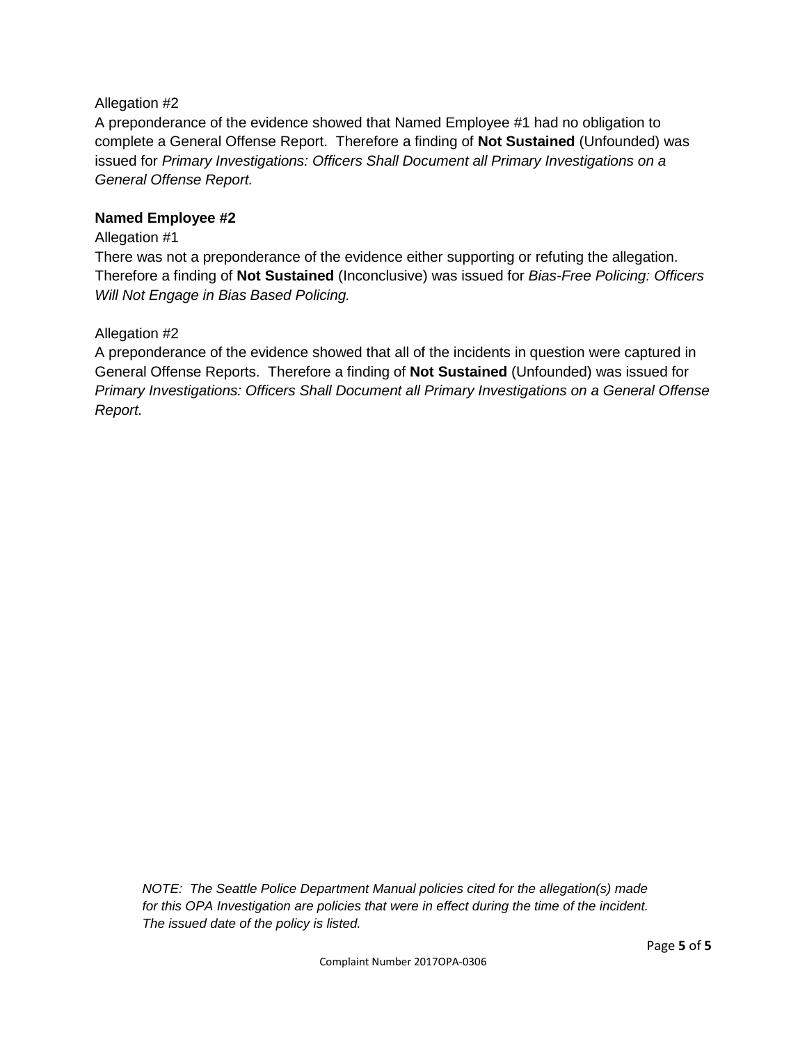Allegation #2

A preponderance of the evidence showed that Named Employee #1 had no obligation to complete a General Offense Report. Therefore a finding of **Not Sustained** (Unfounded) was issued for *Primary Investigations: Officers Shall Document all Primary Investigations on a General Offense Report.*

**Named Employee #2**

Allegation #1

There was not a preponderance of the evidence either supporting or refuting the allegation. Therefore a finding of **Not Sustained** (Inconclusive) was issued for *Bias-Free Policing: Officers Will Not Engage in Bias Based Policing.*

Allegation #2

A preponderance of the evidence showed that all of the incidents in question were captured in General Offense Reports. Therefore a finding of **Not Sustained** (Unfounded) was issued for *Primary Investigations: Officers Shall Document all Primary Investigations on a General Offense Report.*

*NOTE: The Seattle Police Department Manual policies cited for the allegation(s) made for this OPA Investigation are policies that were in effect during the time of the incident. The issued date of the policy is listed.*